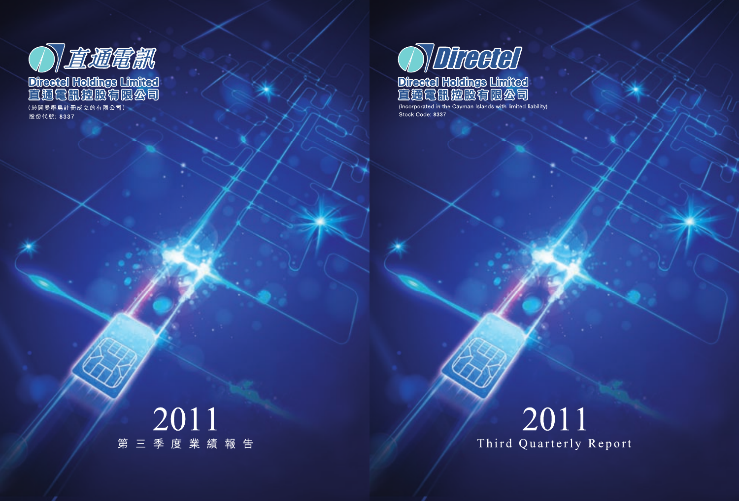直通電訊

Directel Holdings Limited
直通電訊控股有限公司
(於開曼群島註冊成立的有限公司)
股份代號：8337

# 2011
第三季度業績報告

Directel

Directel Holdings Limited
直通電訊控股有限公司
(Incorporated in the Cayman Islands with limited liability)
Stock Code: 8337

# 2011
Third Quarterly Report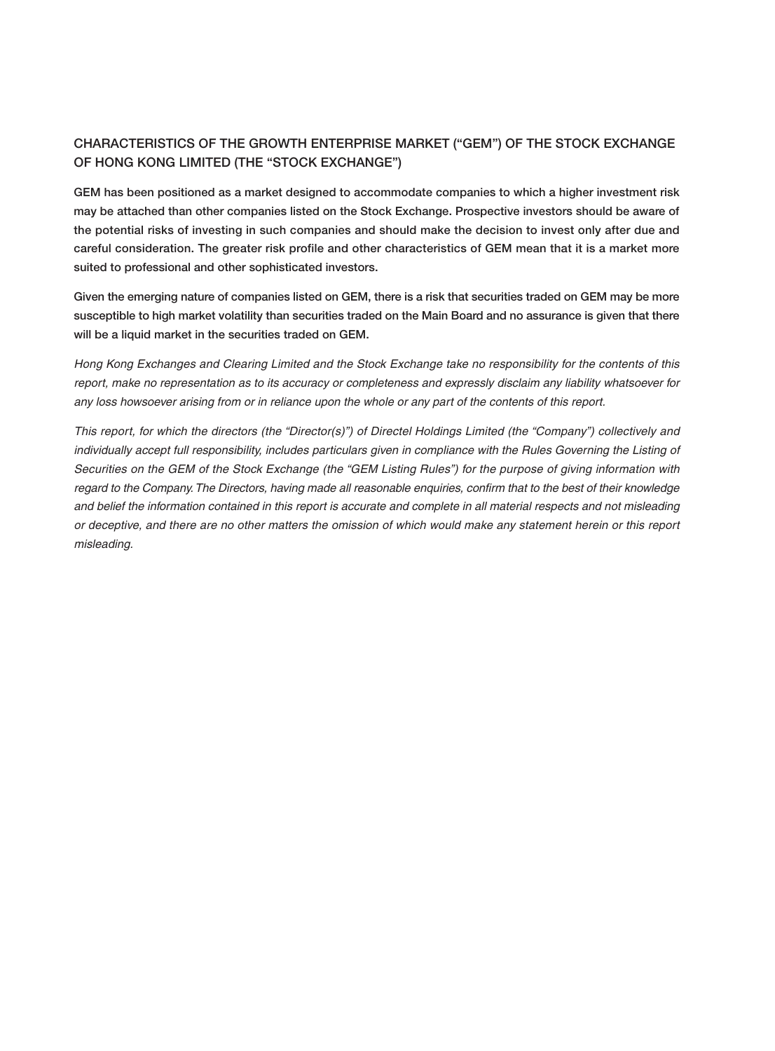## CHARACTERISTICS OF THE GROWTH ENTERPRISE MARKET ("GEM") OF THE STOCK EXCHANGE OF HONG KONG LIMITED (THE "STOCK EXCHANGE")

GEM has been positioned as a market designed to accommodate companies to which a higher investment risk may be attached than other companies listed on the Stock Exchange. Prospective investors should be aware of the potential risks of investing in such companies and should make the decision to invest only after due and careful consideration. The greater risk profile and other characteristics of GEM mean that it is a market more suited to professional and other sophisticated investors.

Given the emerging nature of companies listed on GEM, there is a risk that securities traded on GEM may be more susceptible to high market volatility than securities traded on the Main Board and no assurance is given that there will be a liquid market in the securities traded on GEM.

*Hong Kong Exchanges and Clearing Limited and the Stock Exchange take no responsibility for the contents of this report, make no representation as to its accuracy or completeness and expressly disclaim any liability whatsoever for any loss howsoever arising from or in reliance upon the whole or any part of the contents of this report.*

*This report, for which the directors (the "Director(s)") of Directel Holdings Limited (the "Company") collectively and individually accept full responsibility, includes particulars given in compliance with the Rules Governing the Listing of Securities on the GEM of the Stock Exchange (the "GEM Listing Rules") for the purpose of giving information with regard to the Company. The Directors, having made all reasonable enquiries, confirm that to the best of their knowledge and belief the information contained in this report is accurate and complete in all material respects and not misleading or deceptive, and there are no other matters the omission of which would make any statement herein or this report misleading.*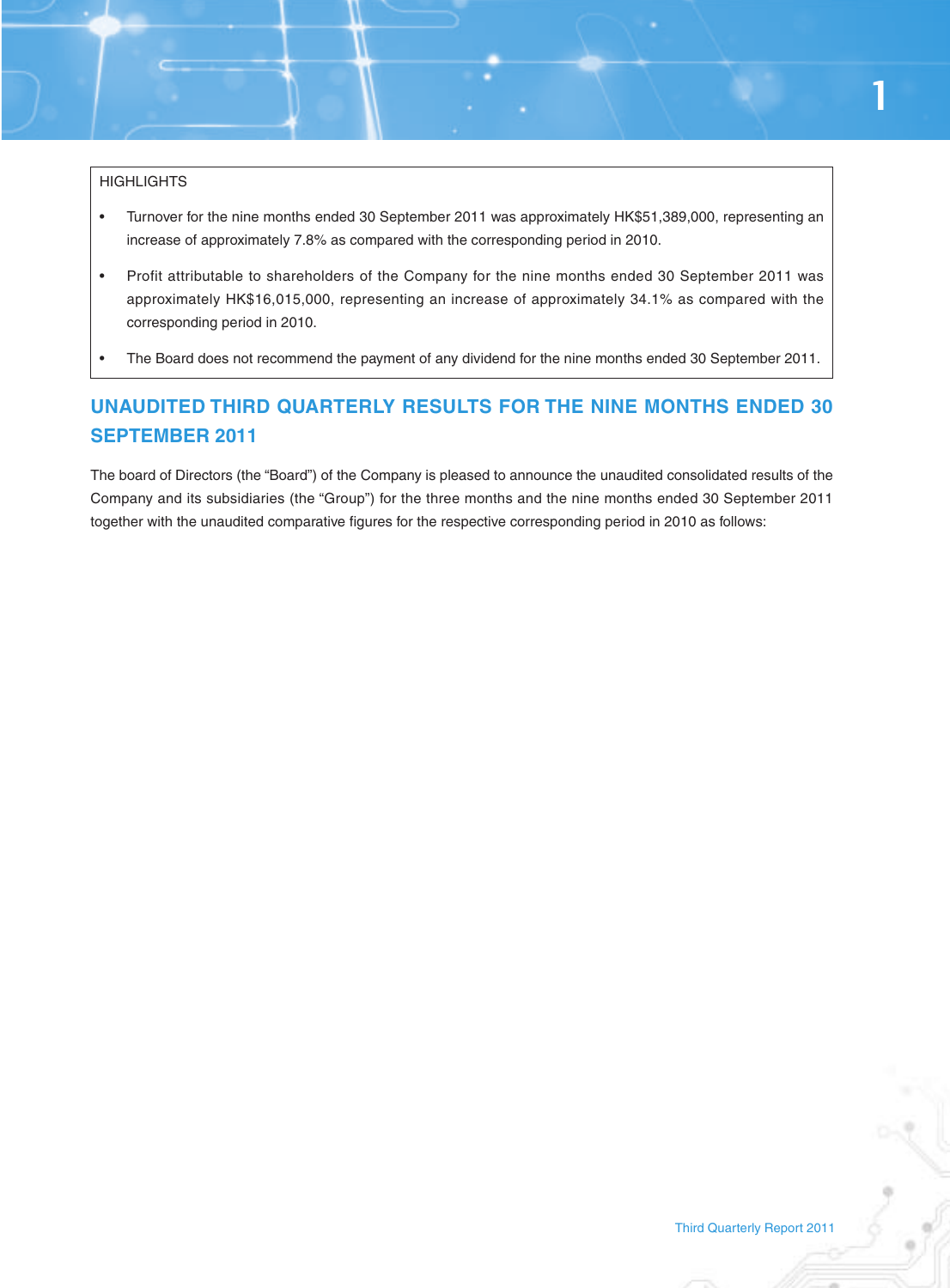HIGHLIGHTS

- Turnover for the nine months ended 30 September 2011 was approximately HK$51,389,000, representing an increase of approximately 7.8% as compared with the corresponding period in 2010.
- Profit attributable to shareholders of the Company for the nine months ended 30 September 2011 was approximately HK$16,015,000, representing an increase of approximately 34.1% as compared with the corresponding period in 2010.
- The Board does not recommend the payment of any dividend for the nine months ended 30 September 2011.

## UNAUDITED THIRD QUARTERLY RESULTS FOR THE NINE MONTHS ENDED 30 SEPTEMBER 2011

The board of Directors (the "Board") of the Company is pleased to announce the unaudited consolidated results of the Company and its subsidiaries (the "Group") for the three months and the nine months ended 30 September 2011 together with the unaudited comparative figures for the respective corresponding period in 2010 as follows: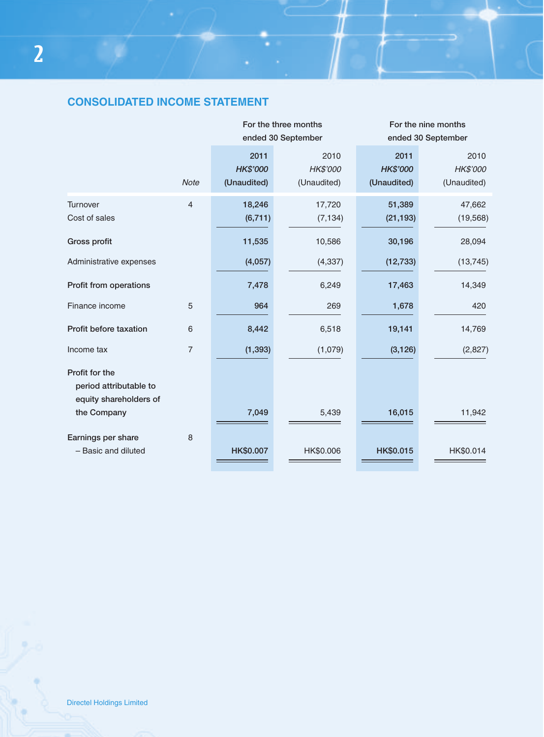## CONSOLIDATED INCOME STATEMENT

| | | For the three months ended 30 September | | For the nine months ended 30 September | |
|---|---|---|---|---|---|
| | | 2011 | 2010 | 2011 | 2010 |
| | | *HK$'000* | *HK$'000* | *HK$'000* | *HK$'000* |
| | *Note* | (Unaudited) | (Unaudited) | (Unaudited) | (Unaudited) |
| Turnover | 4 | 18,246 | 17,720 | 51,389 | 47,662 |
| Cost of sales | | (6,711) | (7,134) | (21,193) | (19,568) |
| **Gross profit** | | 11,535 | 10,586 | 30,196 | 28,094 |
| Administrative expenses | | (4,057) | (4,337) | (12,733) | (13,745) |
| **Profit from operations** | | 7,478 | 6,249 | 17,463 | 14,349 |
| Finance income | 5 | 964 | 269 | 1,678 | 420 |
| **Profit before taxation** | 6 | 8,442 | 6,518 | 19,141 | 14,769 |
| Income tax | 7 | (1,393) | (1,079) | (3,126) | (2,827) |
| **Profit for the period attributable to equity shareholders of the Company** | | 7,049 | 5,439 | 16,015 | 11,942 |
| **Earnings per share** | 8 | | | | |
| – Basic and diluted | | HK$0.007 | HK$0.006 | HK$0.015 | HK$0.014 |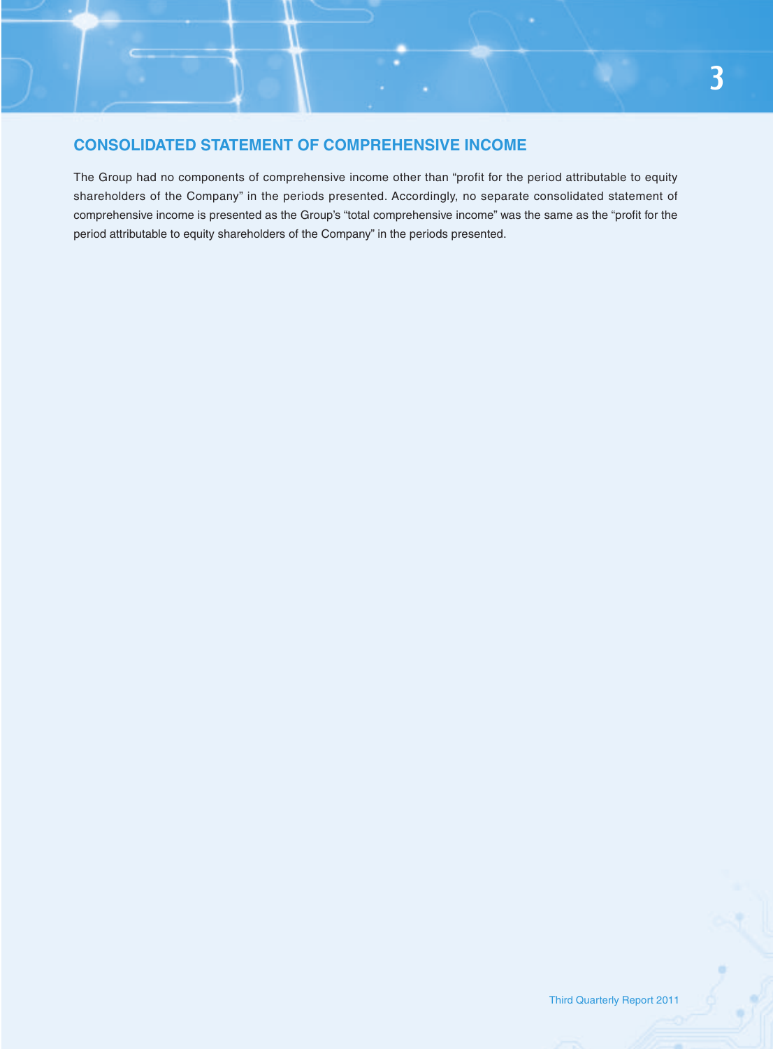## CONSOLIDATED STATEMENT OF COMPREHENSIVE INCOME

The Group had no components of comprehensive income other than "profit for the period attributable to equity shareholders of the Company" in the periods presented. Accordingly, no separate consolidated statement of comprehensive income is presented as the Group's "total comprehensive income" was the same as the "profit for the period attributable to equity shareholders of the Company" in the periods presented.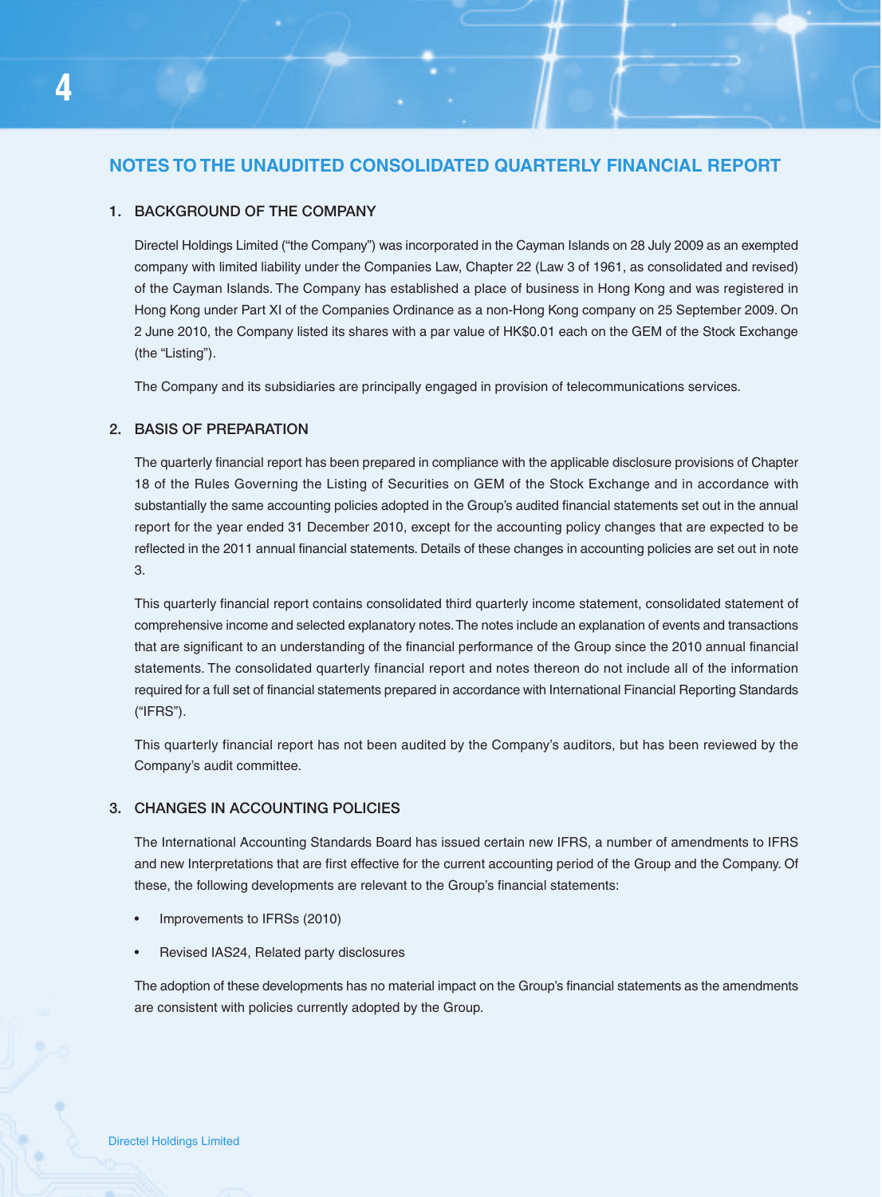# NOTES TO THE UNAUDITED CONSOLIDATED QUARTERLY FINANCIAL REPORT

## 1. BACKGROUND OF THE COMPANY

Directel Holdings Limited ("the Company") was incorporated in the Cayman Islands on 28 July 2009 as an exempted company with limited liability under the Companies Law, Chapter 22 (Law 3 of 1961, as consolidated and revised) of the Cayman Islands. The Company has established a place of business in Hong Kong and was registered in Hong Kong under Part XI of the Companies Ordinance as a non-Hong Kong company on 25 September 2009. On 2 June 2010, the Company listed its shares with a par value of HK$0.01 each on the GEM of the Stock Exchange (the "Listing").

The Company and its subsidiaries are principally engaged in provision of telecommunications services.

## 2. BASIS OF PREPARATION

The quarterly financial report has been prepared in compliance with the applicable disclosure provisions of Chapter 18 of the Rules Governing the Listing of Securities on GEM of the Stock Exchange and in accordance with substantially the same accounting policies adopted in the Group's audited financial statements set out in the annual report for the year ended 31 December 2010, except for the accounting policy changes that are expected to be reflected in the 2011 annual financial statements. Details of these changes in accounting policies are set out in note 3.

This quarterly financial report contains consolidated third quarterly income statement, consolidated statement of comprehensive income and selected explanatory notes. The notes include an explanation of events and transactions that are significant to an understanding of the financial performance of the Group since the 2010 annual financial statements. The consolidated quarterly financial report and notes thereon do not include all of the information required for a full set of financial statements prepared in accordance with International Financial Reporting Standards ("IFRS").

This quarterly financial report has not been audited by the Company's auditors, but has been reviewed by the Company's audit committee.

## 3. CHANGES IN ACCOUNTING POLICIES

The International Accounting Standards Board has issued certain new IFRS, a number of amendments to IFRS and new Interpretations that are first effective for the current accounting period of the Group and the Company. Of these, the following developments are relevant to the Group's financial statements:

- Improvements to IFRSs (2010)
- Revised IAS24, Related party disclosures

The adoption of these developments has no material impact on the Group's financial statements as the amendments are consistent with policies currently adopted by the Group.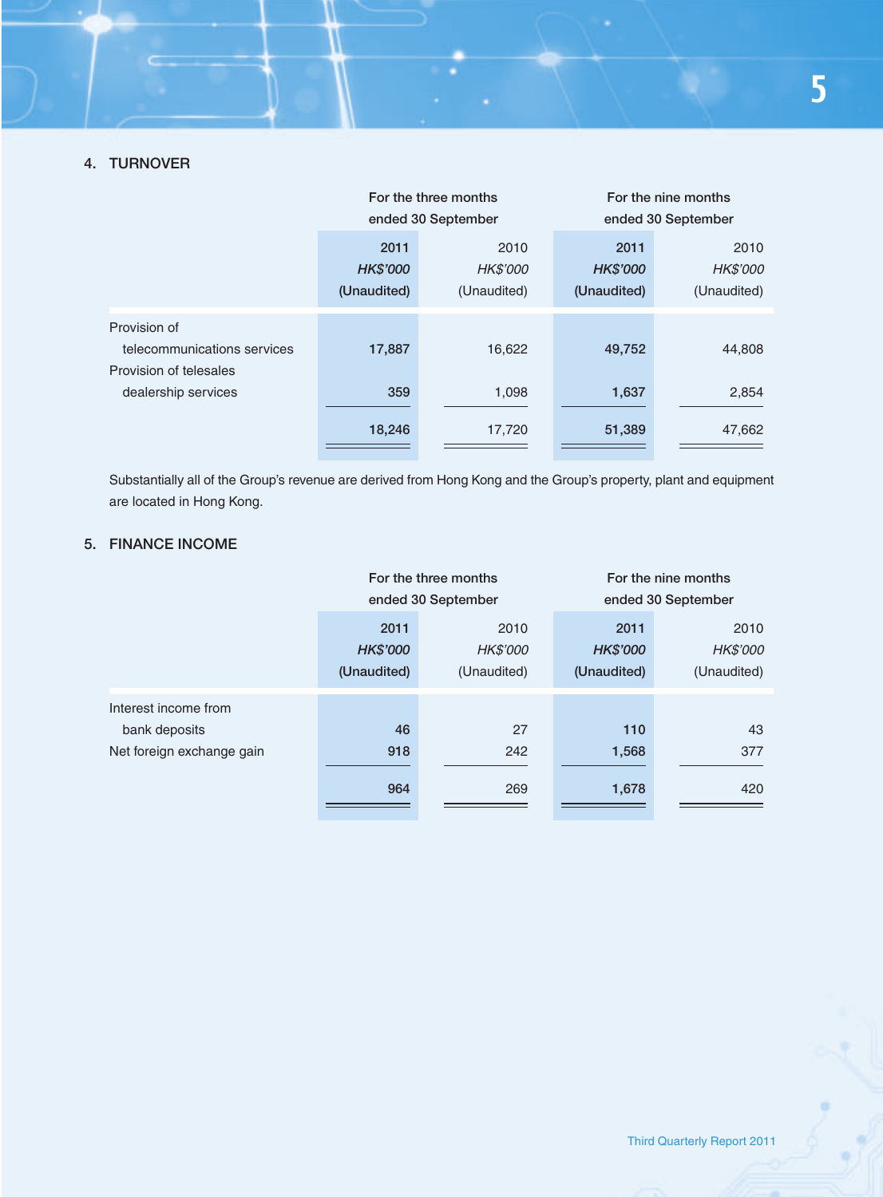## 4. TURNOVER

| | For the three months ended 30 September | | For the nine months ended 30 September | |
|---|---|---|---|---|
| | 2011 | 2010 | 2011 | 2010 |
| | *HK$'000* | *HK$'000* | *HK$'000* | *HK$'000* |
| | (Unaudited) | (Unaudited) | (Unaudited) | (Unaudited) |
| Provision of telecommunications services | 17,887 | 16,622 | 49,752 | 44,808 |
| Provision of telesales dealership services | 359 | 1,098 | 1,637 | 2,854 |
| | 18,246 | 17,720 | 51,389 | 47,662 |

Substantially all of the Group's revenue are derived from Hong Kong and the Group's property, plant and equipment are located in Hong Kong.

## 5. FINANCE INCOME

| | For the three months ended 30 September | | For the nine months ended 30 September | |
|---|---|---|---|---|
| | 2011 | 2010 | 2011 | 2010 |
| | *HK$'000* | *HK$'000* | *HK$'000* | *HK$'000* |
| | (Unaudited) | (Unaudited) | (Unaudited) | (Unaudited) |
| Interest income from bank deposits | 46 | 27 | 110 | 43 |
| Net foreign exchange gain | 918 | 242 | 1,568 | 377 |
| | 964 | 269 | 1,678 | 420 |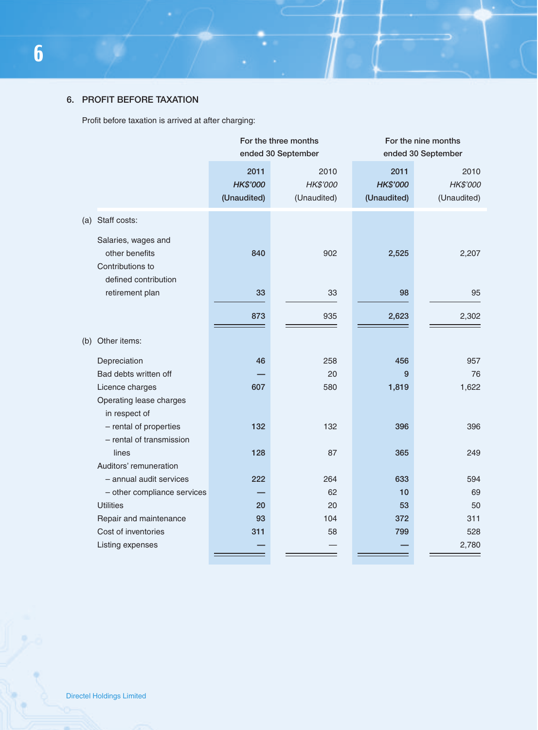## 6. PROFIT BEFORE TAXATION

Profit before taxation is arrived at after charging:

| | For the three months ended 30 September | | For the nine months ended 30 September | |
|---|---|---|---|---|
| | **2011** | 2010 | **2011** | 2010 |
| | ***HK$'000*** | *HK$'000* | ***HK$'000*** | *HK$'000* |
| | **(Unaudited)** | (Unaudited) | **(Unaudited)** | (Unaudited) |
| (a) Staff costs: | | | | |
| Salaries, wages and other benefits | **840** | 902 | **2,525** | 2,207 |
| Contributions to defined contribution retirement plan | **33** | 33 | **98** | 95 |
| | **873** | 935 | **2,623** | 2,302 |
| (b) Other items: | | | | |
| Depreciation | **46** | 258 | **456** | 957 |
| Bad debts written off | **—** | 20 | **9** | 76 |
| Licence charges | **607** | 580 | **1,819** | 1,622 |
| Operating lease charges in respect of | | | | |
| – rental of properties | **132** | 132 | **396** | 396 |
| – rental of transmission lines | **128** | 87 | **365** | 249 |
| Auditors' remuneration | | | | |
| – annual audit services | **222** | 264 | **633** | 594 |
| – other compliance services | **—** | 62 | **10** | 69 |
| Utilities | **20** | 20 | **53** | 50 |
| Repair and maintenance | **93** | 104 | **372** | 311 |
| Cost of inventories | **311** | 58 | **799** | 528 |
| Listing expenses | **—** | — | **—** | 2,780 |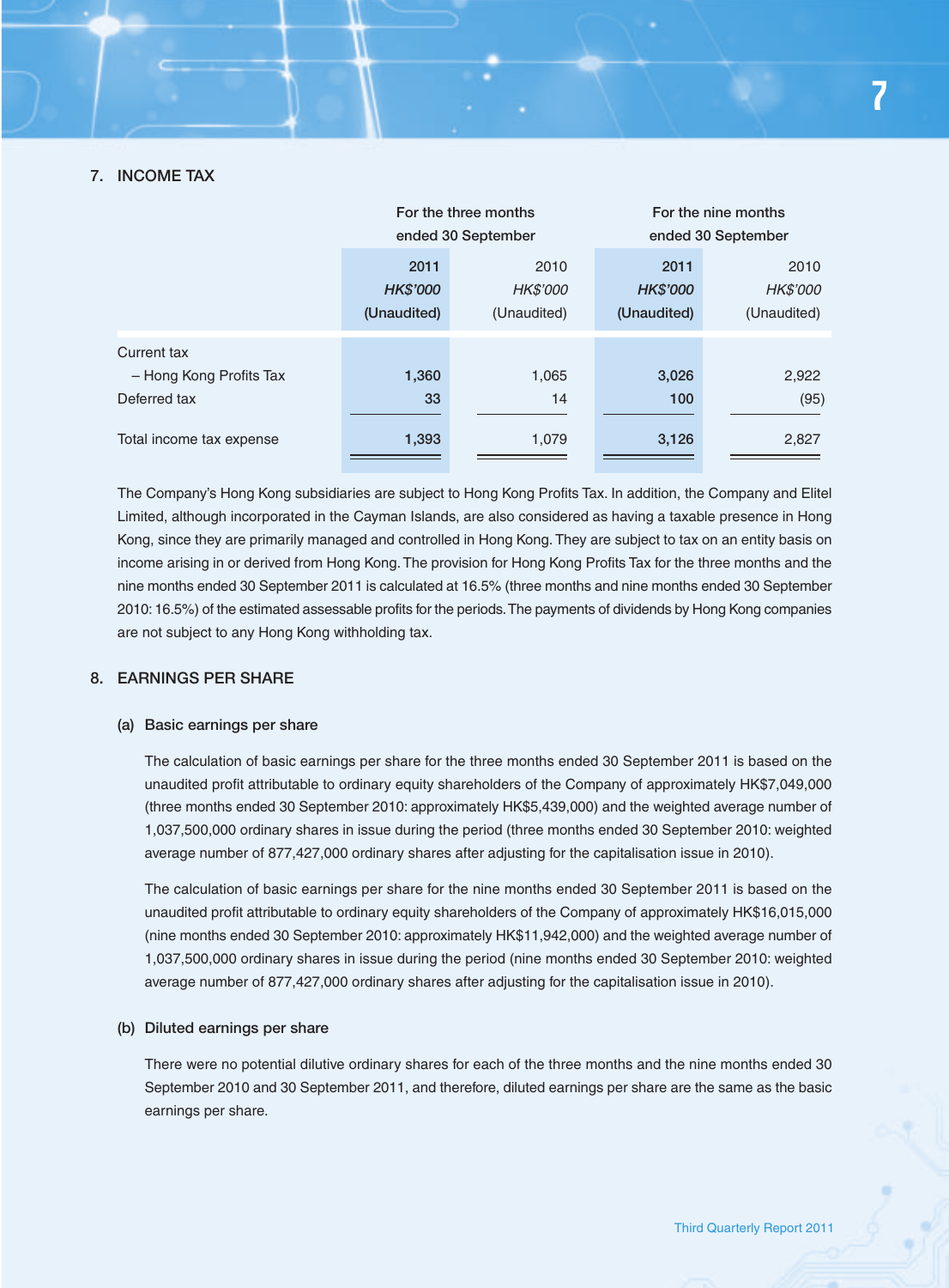## 7. INCOME TAX

| | For the three months ended 30 September | | For the nine months ended 30 September | |
|---|---|---|---|---|
| | **2011** | 2010 | **2011** | 2010 |
| | ***HK$'000*** | *HK$'000* | ***HK$'000*** | *HK$'000* |
| | **(Unaudited)** | (Unaudited) | **(Unaudited)** | (Unaudited) |
| Current tax | | | | |
| – Hong Kong Profits Tax | **1,360** | 1,065 | **3,026** | 2,922 |
| Deferred tax | **33** | 14 | **100** | (95) |
| Total income tax expense | **1,393** | 1,079 | **3,126** | 2,827 |

The Company's Hong Kong subsidiaries are subject to Hong Kong Profits Tax. In addition, the Company and Elitel Limited, although incorporated in the Cayman Islands, are also considered as having a taxable presence in Hong Kong, since they are primarily managed and controlled in Hong Kong. They are subject to tax on an entity basis on income arising in or derived from Hong Kong. The provision for Hong Kong Profits Tax for the three months and the nine months ended 30 September 2011 is calculated at 16.5% (three months and nine months ended 30 September 2010: 16.5%) of the estimated assessable profits for the periods. The payments of dividends by Hong Kong companies are not subject to any Hong Kong withholding tax.

## 8. EARNINGS PER SHARE

### (a) Basic earnings per share

The calculation of basic earnings per share for the three months ended 30 September 2011 is based on the unaudited profit attributable to ordinary equity shareholders of the Company of approximately HK$7,049,000 (three months ended 30 September 2010: approximately HK$5,439,000) and the weighted average number of 1,037,500,000 ordinary shares in issue during the period (three months ended 30 September 2010: weighted average number of 877,427,000 ordinary shares after adjusting for the capitalisation issue in 2010).

The calculation of basic earnings per share for the nine months ended 30 September 2011 is based on the unaudited profit attributable to ordinary equity shareholders of the Company of approximately HK$16,015,000 (nine months ended 30 September 2010: approximately HK$11,942,000) and the weighted average number of 1,037,500,000 ordinary shares in issue during the period (nine months ended 30 September 2010: weighted average number of 877,427,000 ordinary shares after adjusting for the capitalisation issue in 2010).

### (b) Diluted earnings per share

There were no potential dilutive ordinary shares for each of the three months and the nine months ended 30 September 2010 and 30 September 2011, and therefore, diluted earnings per share are the same as the basic earnings per share.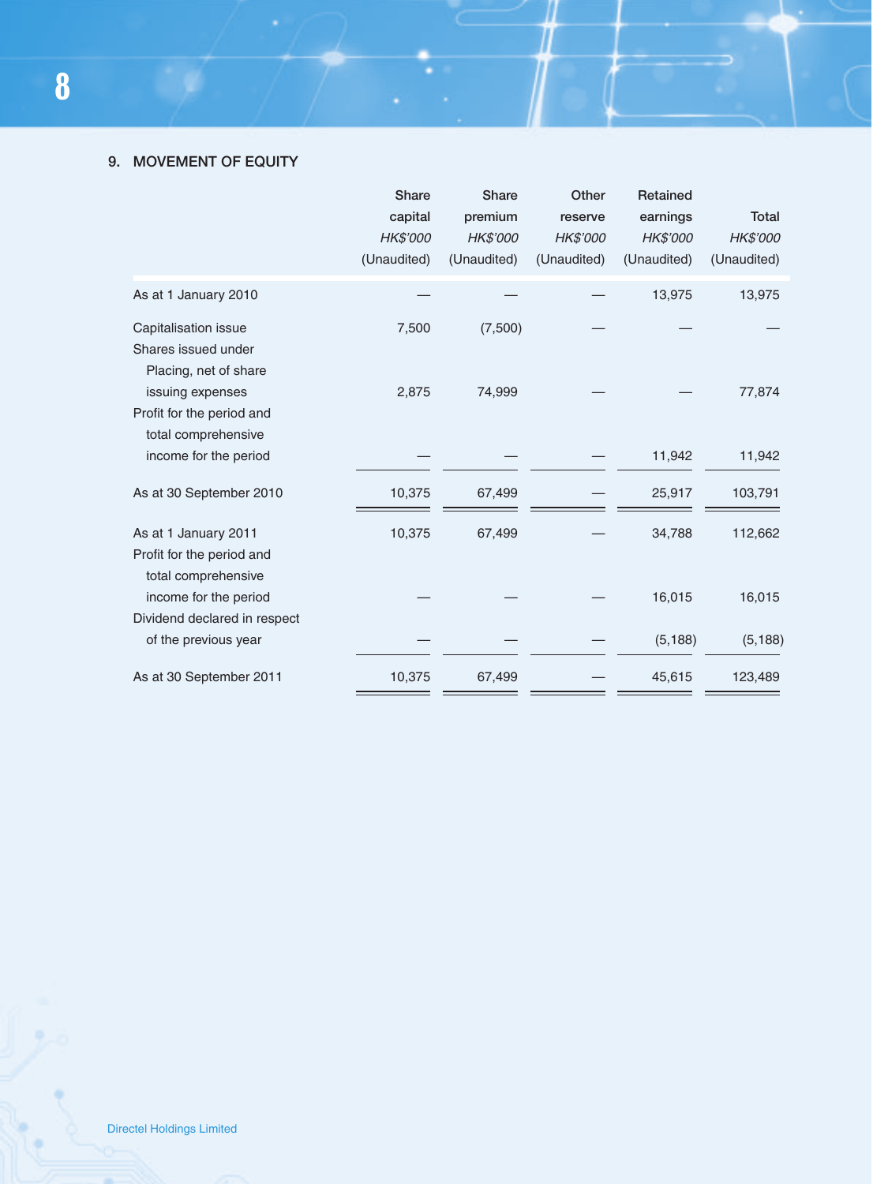## 9. MOVEMENT OF EQUITY

| | Share capital | Share premium | Other reserve | Retained earnings | Total |
|---|---|---|---|---|---|
| | *HK$'000* | *HK$'000* | *HK$'000* | *HK$'000* | *HK$'000* |
| | (Unaudited) | (Unaudited) | (Unaudited) | (Unaudited) | (Unaudited) |
| As at 1 January 2010 | — | — | — | 13,975 | 13,975 |
| Capitalisation issue | 7,500 | (7,500) | — | — | — |
| Shares issued under Placing, net of share issuing expenses | 2,875 | 74,999 | — | — | 77,874 |
| Profit for the period and total comprehensive income for the period | — | — | — | 11,942 | 11,942 |
| As at 30 September 2010 | 10,375 | 67,499 | — | 25,917 | 103,791 |
| As at 1 January 2011 | 10,375 | 67,499 | — | 34,788 | 112,662 |
| Profit for the period and total comprehensive income for the period | — | — | — | 16,015 | 16,015 |
| Dividend declared in respect of the previous year | — | — | — | (5,188) | (5,188) |
| As at 30 September 2011 | 10,375 | 67,499 | — | 45,615 | 123,489 |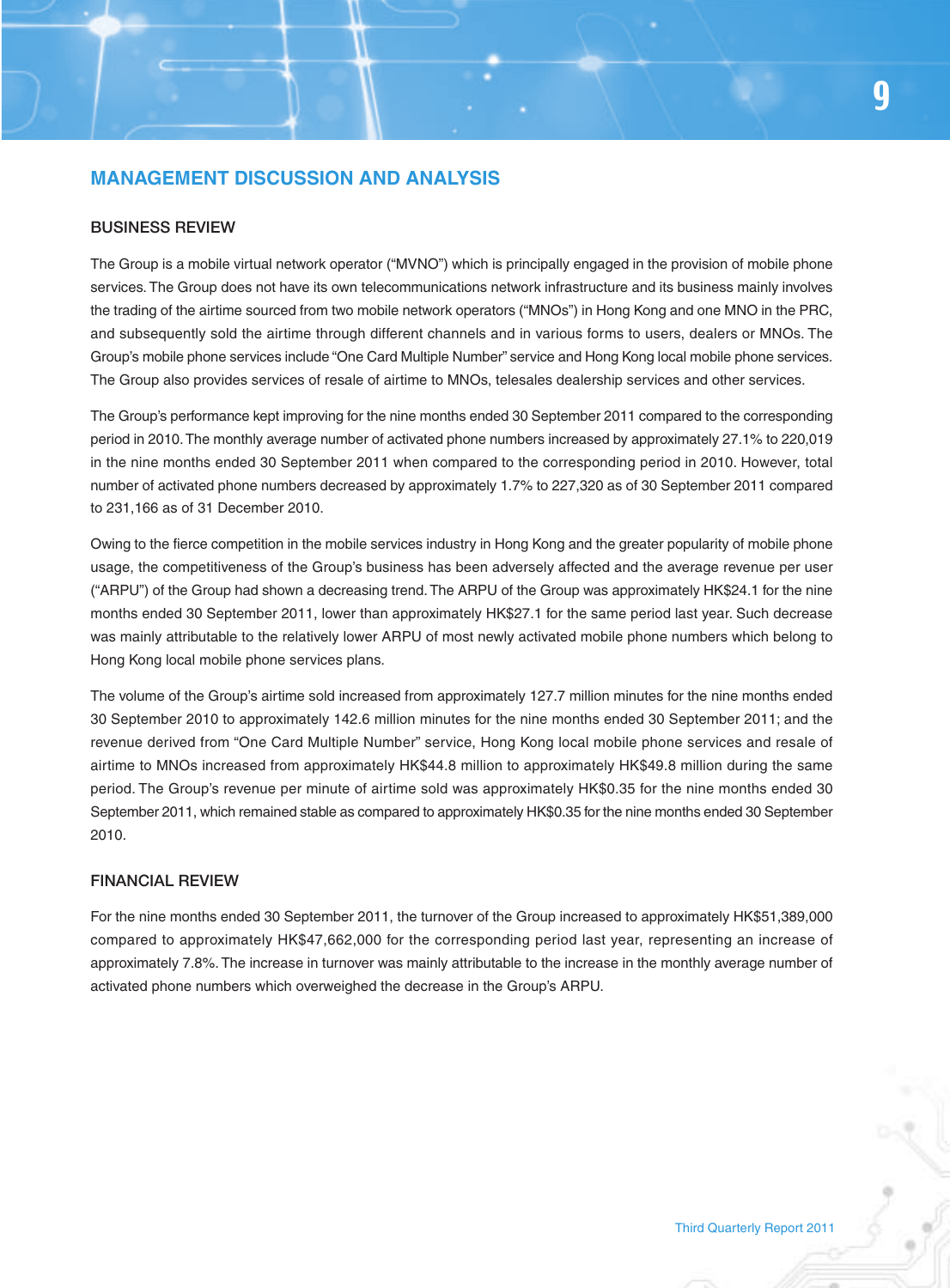## MANAGEMENT DISCUSSION AND ANALYSIS

### BUSINESS REVIEW

The Group is a mobile virtual network operator ("MVNO") which is principally engaged in the provision of mobile phone services. The Group does not have its own telecommunications network infrastructure and its business mainly involves the trading of the airtime sourced from two mobile network operators ("MNOs") in Hong Kong and one MNO in the PRC, and subsequently sold the airtime through different channels and in various forms to users, dealers or MNOs. The Group's mobile phone services include "One Card Multiple Number" service and Hong Kong local mobile phone services. The Group also provides services of resale of airtime to MNOs, telesales dealership services and other services.

The Group's performance kept improving for the nine months ended 30 September 2011 compared to the corresponding period in 2010. The monthly average number of activated phone numbers increased by approximately 27.1% to 220,019 in the nine months ended 30 September 2011 when compared to the corresponding period in 2010. However, total number of activated phone numbers decreased by approximately 1.7% to 227,320 as of 30 September 2011 compared to 231,166 as of 31 December 2010.

Owing to the fierce competition in the mobile services industry in Hong Kong and the greater popularity of mobile phone usage, the competitiveness of the Group's business has been adversely affected and the average revenue per user ("ARPU") of the Group had shown a decreasing trend. The ARPU of the Group was approximately HK$24.1 for the nine months ended 30 September 2011, lower than approximately HK$27.1 for the same period last year. Such decrease was mainly attributable to the relatively lower ARPU of most newly activated mobile phone numbers which belong to Hong Kong local mobile phone services plans.

The volume of the Group's airtime sold increased from approximately 127.7 million minutes for the nine months ended 30 September 2010 to approximately 142.6 million minutes for the nine months ended 30 September 2011; and the revenue derived from "One Card Multiple Number" service, Hong Kong local mobile phone services and resale of airtime to MNOs increased from approximately HK$44.8 million to approximately HK$49.8 million during the same period. The Group's revenue per minute of airtime sold was approximately HK$0.35 for the nine months ended 30 September 2011, which remained stable as compared to approximately HK$0.35 for the nine months ended 30 September 2010.

### FINANCIAL REVIEW

For the nine months ended 30 September 2011, the turnover of the Group increased to approximately HK$51,389,000 compared to approximately HK$47,662,000 for the corresponding period last year, representing an increase of approximately 7.8%. The increase in turnover was mainly attributable to the increase in the monthly average number of activated phone numbers which overweighed the decrease in the Group's ARPU.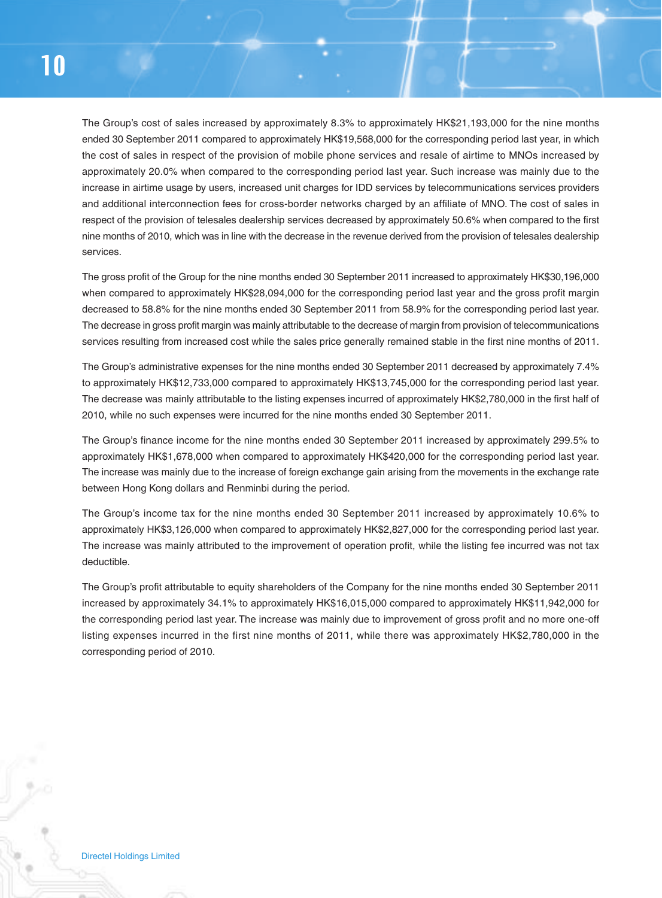The Group's cost of sales increased by approximately 8.3% to approximately HK$21,193,000 for the nine months ended 30 September 2011 compared to approximately HK$19,568,000 for the corresponding period last year, in which the cost of sales in respect of the provision of mobile phone services and resale of airtime to MNOs increased by approximately 20.0% when compared to the corresponding period last year. Such increase was mainly due to the increase in airtime usage by users, increased unit charges for IDD services by telecommunications services providers and additional interconnection fees for cross-border networks charged by an affiliate of MNO. The cost of sales in respect of the provision of telesales dealership services decreased by approximately 50.6% when compared to the first nine months of 2010, which was in line with the decrease in the revenue derived from the provision of telesales dealership services.

The gross profit of the Group for the nine months ended 30 September 2011 increased to approximately HK$30,196,000 when compared to approximately HK$28,094,000 for the corresponding period last year and the gross profit margin decreased to 58.8% for the nine months ended 30 September 2011 from 58.9% for the corresponding period last year. The decrease in gross profit margin was mainly attributable to the decrease of margin from provision of telecommunications services resulting from increased cost while the sales price generally remained stable in the first nine months of 2011.

The Group's administrative expenses for the nine months ended 30 September 2011 decreased by approximately 7.4% to approximately HK$12,733,000 compared to approximately HK$13,745,000 for the corresponding period last year. The decrease was mainly attributable to the listing expenses incurred of approximately HK$2,780,000 in the first half of 2010, while no such expenses were incurred for the nine months ended 30 September 2011.

The Group's finance income for the nine months ended 30 September 2011 increased by approximately 299.5% to approximately HK$1,678,000 when compared to approximately HK$420,000 for the corresponding period last year. The increase was mainly due to the increase of foreign exchange gain arising from the movements in the exchange rate between Hong Kong dollars and Renminbi during the period.

The Group's income tax for the nine months ended 30 September 2011 increased by approximately 10.6% to approximately HK$3,126,000 when compared to approximately HK$2,827,000 for the corresponding period last year. The increase was mainly attributed to the improvement of operation profit, while the listing fee incurred was not tax deductible.

The Group's profit attributable to equity shareholders of the Company for the nine months ended 30 September 2011 increased by approximately 34.1% to approximately HK$16,015,000 compared to approximately HK$11,942,000 for the corresponding period last year. The increase was mainly due to improvement of gross profit and no more one-off listing expenses incurred in the first nine months of 2011, while there was approximately HK$2,780,000 in the corresponding period of 2010.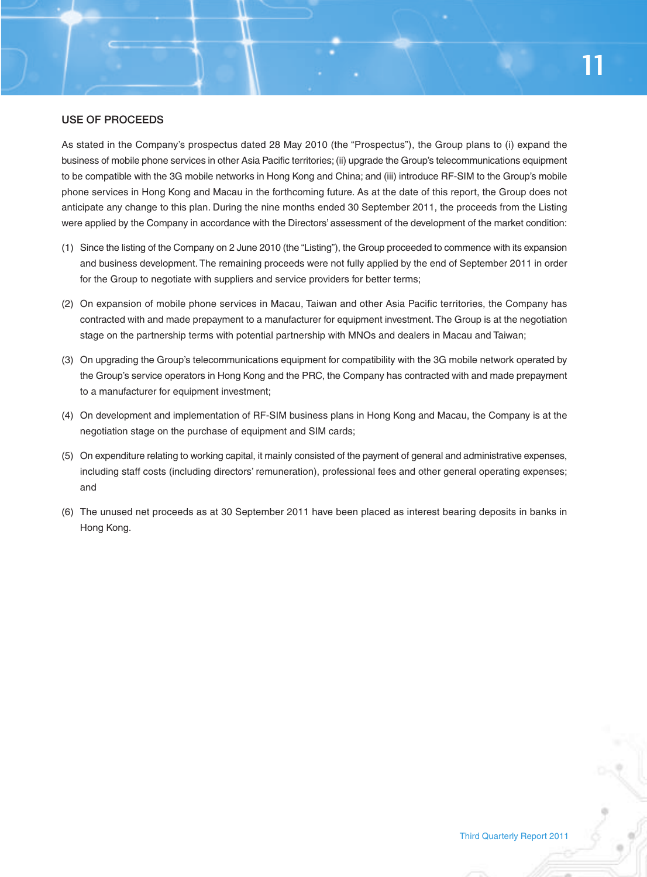## USE OF PROCEEDS

As stated in the Company's prospectus dated 28 May 2010 (the "Prospectus"), the Group plans to (i) expand the business of mobile phone services in other Asia Pacific territories; (ii) upgrade the Group's telecommunications equipment to be compatible with the 3G mobile networks in Hong Kong and China; and (iii) introduce RF-SIM to the Group's mobile phone services in Hong Kong and Macau in the forthcoming future. As at the date of this report, the Group does not anticipate any change to this plan. During the nine months ended 30 September 2011, the proceeds from the Listing were applied by the Company in accordance with the Directors' assessment of the development of the market condition:

(1) Since the listing of the Company on 2 June 2010 (the "Listing"), the Group proceeded to commence with its expansion and business development. The remaining proceeds were not fully applied by the end of September 2011 in order for the Group to negotiate with suppliers and service providers for better terms;

(2) On expansion of mobile phone services in Macau, Taiwan and other Asia Pacific territories, the Company has contracted with and made prepayment to a manufacturer for equipment investment. The Group is at the negotiation stage on the partnership terms with potential partnership with MNOs and dealers in Macau and Taiwan;

(3) On upgrading the Group's telecommunications equipment for compatibility with the 3G mobile network operated by the Group's service operators in Hong Kong and the PRC, the Company has contracted with and made prepayment to a manufacturer for equipment investment;

(4) On development and implementation of RF-SIM business plans in Hong Kong and Macau, the Company is at the negotiation stage on the purchase of equipment and SIM cards;

(5) On expenditure relating to working capital, it mainly consisted of the payment of general and administrative expenses, including staff costs (including directors' remuneration), professional fees and other general operating expenses; and

(6) The unused net proceeds as at 30 September 2011 have been placed as interest bearing deposits in banks in Hong Kong.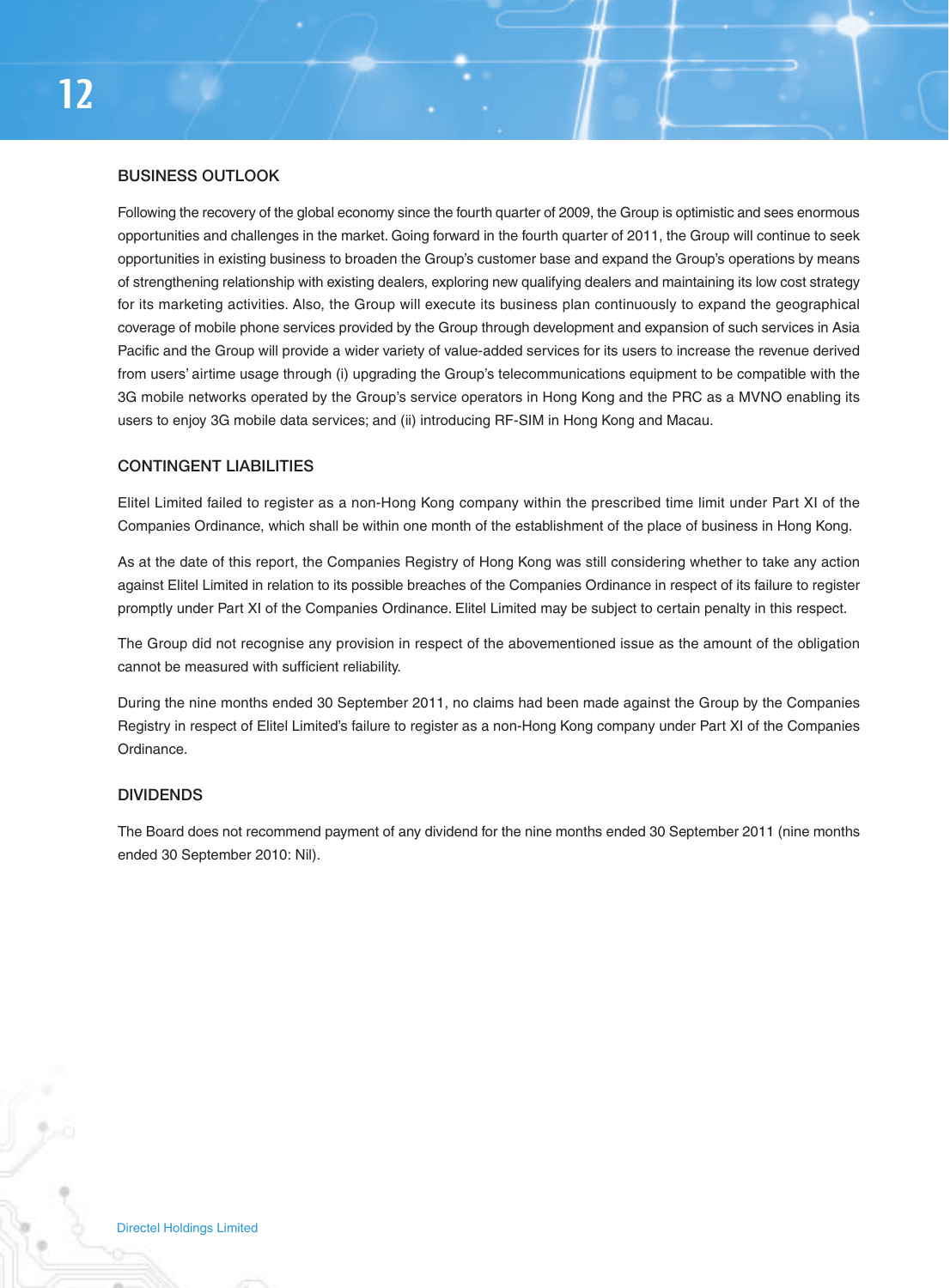## BUSINESS OUTLOOK

Following the recovery of the global economy since the fourth quarter of 2009, the Group is optimistic and sees enormous opportunities and challenges in the market. Going forward in the fourth quarter of 2011, the Group will continue to seek opportunities in existing business to broaden the Group's customer base and expand the Group's operations by means of strengthening relationship with existing dealers, exploring new qualifying dealers and maintaining its low cost strategy for its marketing activities. Also, the Group will execute its business plan continuously to expand the geographical coverage of mobile phone services provided by the Group through development and expansion of such services in Asia Pacific and the Group will provide a wider variety of value-added services for its users to increase the revenue derived from users' airtime usage through (i) upgrading the Group's telecommunications equipment to be compatible with the 3G mobile networks operated by the Group's service operators in Hong Kong and the PRC as a MVNO enabling its users to enjoy 3G mobile data services; and (ii) introducing RF-SIM in Hong Kong and Macau.

## CONTINGENT LIABILITIES

Elitel Limited failed to register as a non-Hong Kong company within the prescribed time limit under Part XI of the Companies Ordinance, which shall be within one month of the establishment of the place of business in Hong Kong.

As at the date of this report, the Companies Registry of Hong Kong was still considering whether to take any action against Elitel Limited in relation to its possible breaches of the Companies Ordinance in respect of its failure to register promptly under Part XI of the Companies Ordinance. Elitel Limited may be subject to certain penalty in this respect.

The Group did not recognise any provision in respect of the abovementioned issue as the amount of the obligation cannot be measured with sufficient reliability.

During the nine months ended 30 September 2011, no claims had been made against the Group by the Companies Registry in respect of Elitel Limited's failure to register as a non-Hong Kong company under Part XI of the Companies Ordinance.

## DIVIDENDS

The Board does not recommend payment of any dividend for the nine months ended 30 September 2011 (nine months ended 30 September 2010: Nil).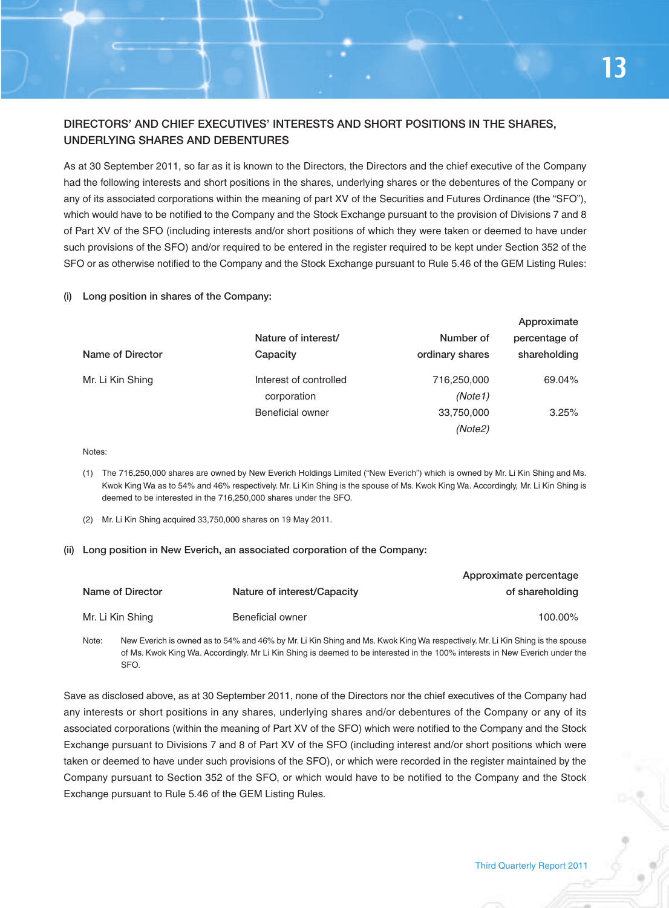## DIRECTORS' AND CHIEF EXECUTIVES' INTERESTS AND SHORT POSITIONS IN THE SHARES, UNDERLYING SHARES AND DEBENTURES

As at 30 September 2011, so far as it is known to the Directors, the Directors and the chief executive of the Company had the following interests and short positions in the shares, underlying shares or the debentures of the Company or any of its associated corporations within the meaning of part XV of the Securities and Futures Ordinance (the "SFO"), which would have to be notified to the Company and the Stock Exchange pursuant to the provision of Divisions 7 and 8 of Part XV of the SFO (including interests and/or short positions of which they were taken or deemed to have under such provisions of the SFO) and/or required to be entered in the register required to be kept under Section 352 of the SFO or as otherwise notified to the Company and the Stock Exchange pursuant to Rule 5.46 of the GEM Listing Rules:

**(i) Long position in shares of the Company:**

| Name of Director | Nature of interest/ Capacity | Number of ordinary shares | Approximate percentage of shareholding |
|---|---|---|---|
| Mr. Li Kin Shing | Interest of controlled corporation | 716,250,000 *(Note1)* | 69.04% |
| | Beneficial owner | 33,750,000 *(Note2)* | 3.25% |

Notes:

(1) The 716,250,000 shares are owned by New Everich Holdings Limited ("New Everich") which is owned by Mr. Li Kin Shing and Ms. Kwok King Wa as to 54% and 46% respectively. Mr. Li Kin Shing is the spouse of Ms. Kwok King Wa. Accordingly, Mr. Li Kin Shing is deemed to be interested in the 716,250,000 shares under the SFO.

(2) Mr. Li Kin Shing acquired 33,750,000 shares on 19 May 2011.

**(ii) Long position in New Everich, an associated corporation of the Company:**

| Name of Director | Nature of interest/Capacity | Approximate percentage of shareholding |
|---|---|---|
| Mr. Li Kin Shing | Beneficial owner | 100.00% |

Note: New Everich is owned as to 54% and 46% by Mr. Li Kin Shing and Ms. Kwok King Wa respectively. Mr. Li Kin Shing is the spouse of Ms. Kwok King Wa. Accordingly. Mr Li Kin Shing is deemed to be interested in the 100% interests in New Everich under the SFO.

Save as disclosed above, as at 30 September 2011, none of the Directors nor the chief executives of the Company had any interests or short positions in any shares, underlying shares and/or debentures of the Company or any of its associated corporations (within the meaning of Part XV of the SFO) which were notified to the Company and the Stock Exchange pursuant to Divisions 7 and 8 of Part XV of the SFO (including interest and/or short positions which were taken or deemed to have under such provisions of the SFO), or which were recorded in the register maintained by the Company pursuant to Section 352 of the SFO, or which would have to be notified to the Company and the Stock Exchange pursuant to Rule 5.46 of the GEM Listing Rules.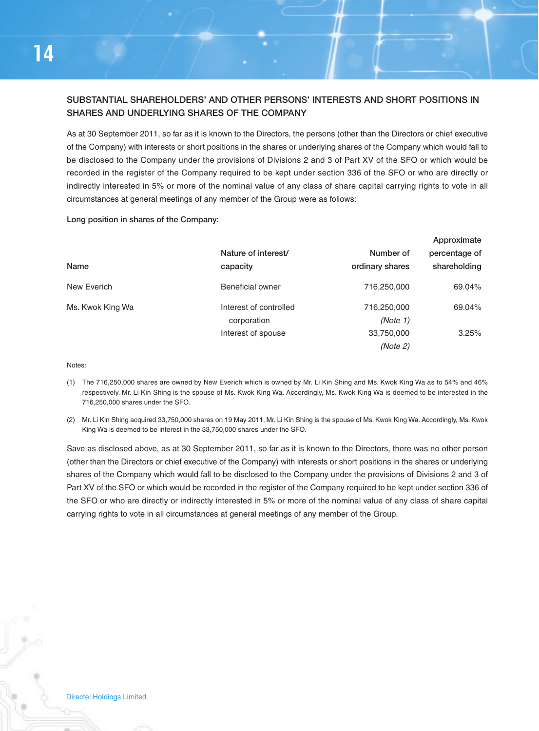## SUBSTANTIAL SHAREHOLDERS' AND OTHER PERSONS' INTERESTS AND SHORT POSITIONS IN SHARES AND UNDERLYING SHARES OF THE COMPANY

As at 30 September 2011, so far as it is known to the Directors, the persons (other than the Directors or chief executive of the Company) with interests or short positions in the shares or underlying shares of the Company which would fall to be disclosed to the Company under the provisions of Divisions 2 and 3 of Part XV of the SFO or which would be recorded in the register of the Company required to be kept under section 336 of the SFO or who are directly or indirectly interested in 5% or more of the nominal value of any class of share capital carrying rights to vote in all circumstances at general meetings of any member of the Group were as follows:

**Long position in shares of the Company:**

| Name | Nature of interest/ capacity | Number of ordinary shares | Approximate percentage of shareholding |
|---|---|---|---|
| New Everich | Beneficial owner | 716,250,000 | 69.04% |
| Ms. Kwok King Wa | Interest of controlled corporation | 716,250,000 *(Note 1)* | 69.04% |
| | Interest of spouse | 33,750,000 *(Note 2)* | 3.25% |

Notes:

(1) The 716,250,000 shares are owned by New Everich which is owned by Mr. Li Kin Shing and Ms. Kwok King Wa as to 54% and 46% respectively. Mr. Li Kin Shing is the spouse of Ms. Kwok King Wa. Accordingly, Ms. Kwok King Wa is deemed to be interested in the 716,250,000 shares under the SFO.

(2) Mr. Li Kin Shing acquired 33,750,000 shares on 19 May 2011. Mr. Li Kin Shing is the spouse of Ms. Kwok King Wa. Accordingly, Ms. Kwok King Wa is deemed to be interest in the 33,750,000 shares under the SFO.

Save as disclosed above, as at 30 September 2011, so far as it is known to the Directors, there was no other person (other than the Directors or chief executive of the Company) with interests or short positions in the shares or underlying shares of the Company which would fall to be disclosed to the Company under the provisions of Divisions 2 and 3 of Part XV of the SFO or which would be recorded in the register of the Company required to be kept under section 336 of the SFO or who are directly or indirectly interested in 5% or more of the nominal value of any class of share capital carrying rights to vote in all circumstances at general meetings of any member of the Group.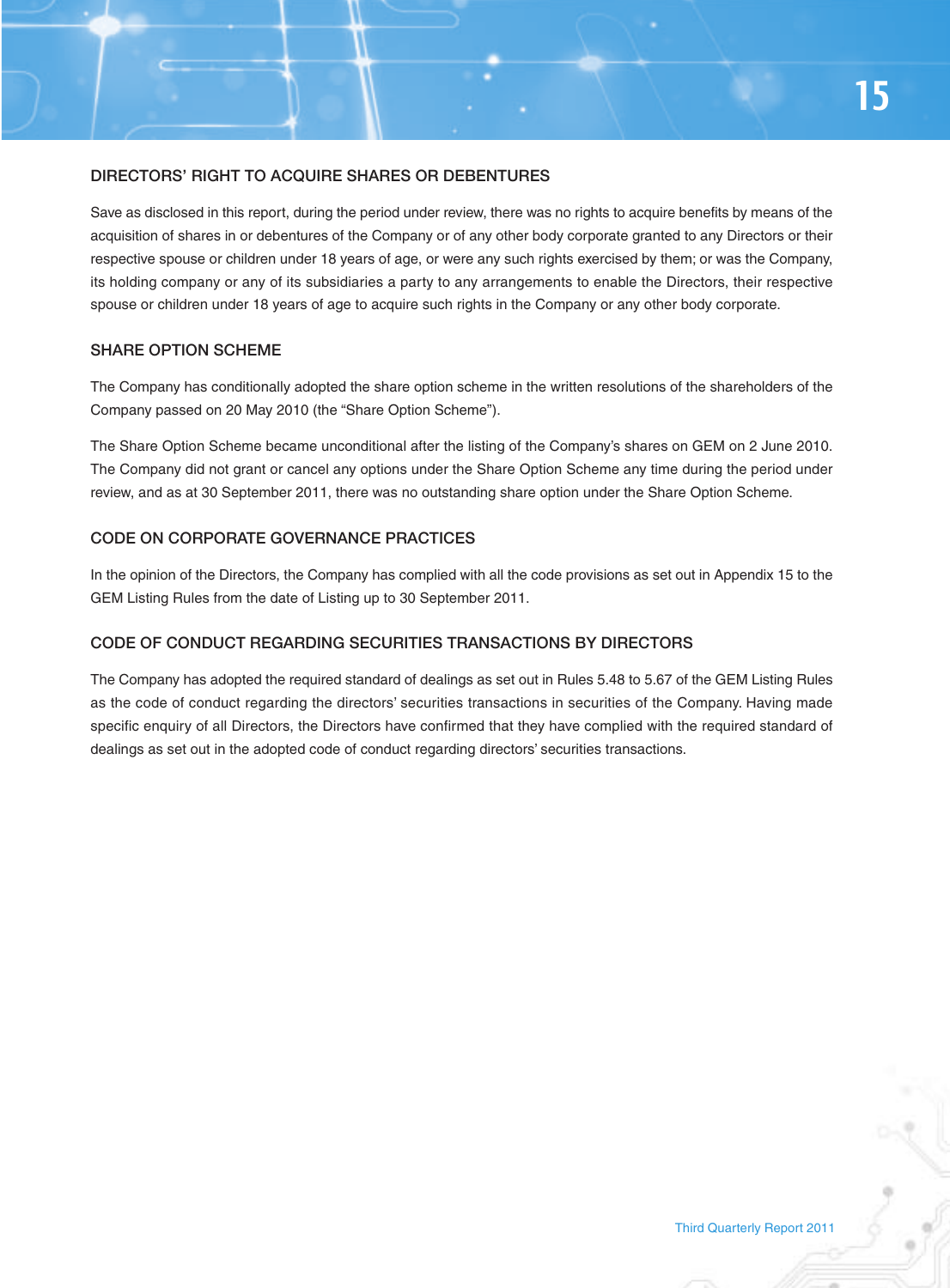## DIRECTORS' RIGHT TO ACQUIRE SHARES OR DEBENTURES

Save as disclosed in this report, during the period under review, there was no rights to acquire benefits by means of the acquisition of shares in or debentures of the Company or of any other body corporate granted to any Directors or their respective spouse or children under 18 years of age, or were any such rights exercised by them; or was the Company, its holding company or any of its subsidiaries a party to any arrangements to enable the Directors, their respective spouse or children under 18 years of age to acquire such rights in the Company or any other body corporate.

## SHARE OPTION SCHEME

The Company has conditionally adopted the share option scheme in the written resolutions of the shareholders of the Company passed on 20 May 2010 (the "Share Option Scheme").

The Share Option Scheme became unconditional after the listing of the Company's shares on GEM on 2 June 2010. The Company did not grant or cancel any options under the Share Option Scheme any time during the period under review, and as at 30 September 2011, there was no outstanding share option under the Share Option Scheme.

## CODE ON CORPORATE GOVERNANCE PRACTICES

In the opinion of the Directors, the Company has complied with all the code provisions as set out in Appendix 15 to the GEM Listing Rules from the date of Listing up to 30 September 2011.

## CODE OF CONDUCT REGARDING SECURITIES TRANSACTIONS BY DIRECTORS

The Company has adopted the required standard of dealings as set out in Rules 5.48 to 5.67 of the GEM Listing Rules as the code of conduct regarding the directors' securities transactions in securities of the Company. Having made specific enquiry of all Directors, the Directors have confirmed that they have complied with the required standard of dealings as set out in the adopted code of conduct regarding directors' securities transactions.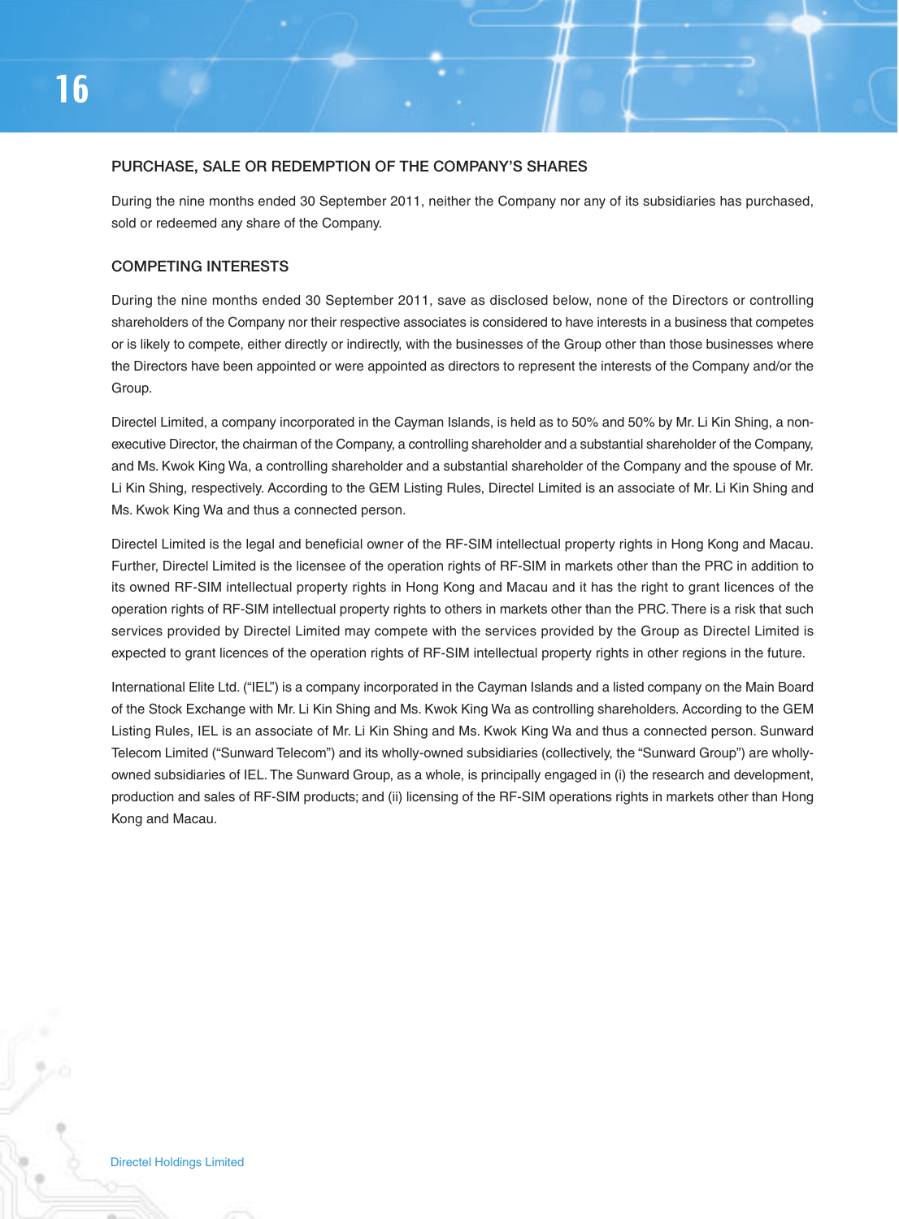## PURCHASE, SALE OR REDEMPTION OF THE COMPANY'S SHARES

During the nine months ended 30 September 2011, neither the Company nor any of its subsidiaries has purchased, sold or redeemed any share of the Company.

## COMPETING INTERESTS

During the nine months ended 30 September 2011, save as disclosed below, none of the Directors or controlling shareholders of the Company nor their respective associates is considered to have interests in a business that competes or is likely to compete, either directly or indirectly, with the businesses of the Group other than those businesses where the Directors have been appointed or were appointed as directors to represent the interests of the Company and/or the Group.

Directel Limited, a company incorporated in the Cayman Islands, is held as to 50% and 50% by Mr. Li Kin Shing, a non-executive Director, the chairman of the Company, a controlling shareholder and a substantial shareholder of the Company, and Ms. Kwok King Wa, a controlling shareholder and a substantial shareholder of the Company and the spouse of Mr. Li Kin Shing, respectively. According to the GEM Listing Rules, Directel Limited is an associate of Mr. Li Kin Shing and Ms. Kwok King Wa and thus a connected person.

Directel Limited is the legal and beneficial owner of the RF-SIM intellectual property rights in Hong Kong and Macau. Further, Directel Limited is the licensee of the operation rights of RF-SIM in markets other than the PRC in addition to its owned RF-SIM intellectual property rights in Hong Kong and Macau and it has the right to grant licences of the operation rights of RF-SIM intellectual property rights to others in markets other than the PRC. There is a risk that such services provided by Directel Limited may compete with the services provided by the Group as Directel Limited is expected to grant licences of the operation rights of RF-SIM intellectual property rights in other regions in the future.

International Elite Ltd. ("IEL") is a company incorporated in the Cayman Islands and a listed company on the Main Board of the Stock Exchange with Mr. Li Kin Shing and Ms. Kwok King Wa as controlling shareholders. According to the GEM Listing Rules, IEL is an associate of Mr. Li Kin Shing and Ms. Kwok King Wa and thus a connected person. Sunward Telecom Limited ("Sunward Telecom") and its wholly-owned subsidiaries (collectively, the "Sunward Group") are wholly-owned subsidiaries of IEL. The Sunward Group, as a whole, is principally engaged in (i) the research and development, production and sales of RF-SIM products; and (ii) licensing of the RF-SIM operations rights in markets other than Hong Kong and Macau.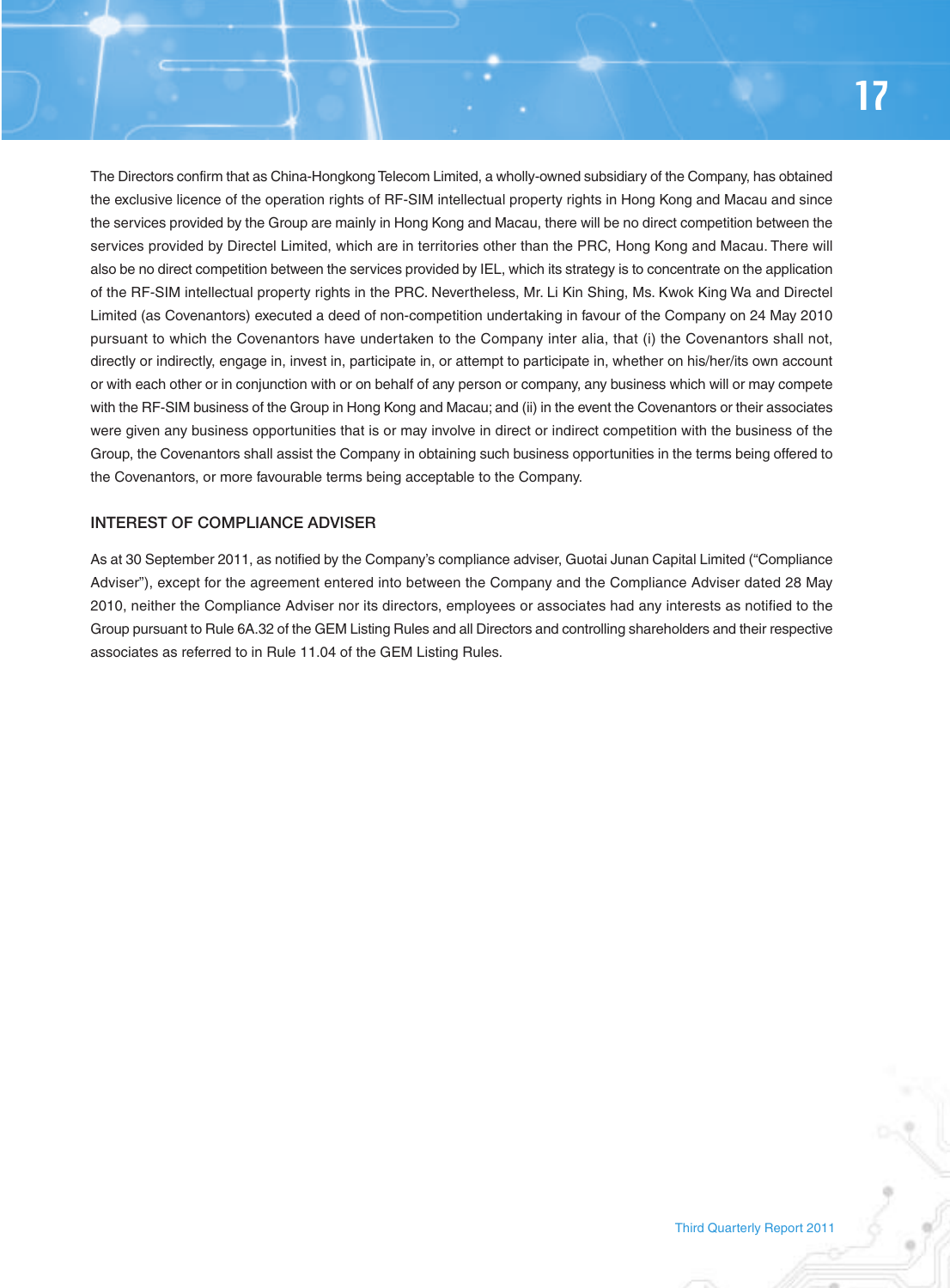The Directors confirm that as China-Hongkong Telecom Limited, a wholly-owned subsidiary of the Company, has obtained the exclusive licence of the operation rights of RF-SIM intellectual property rights in Hong Kong and Macau and since the services provided by the Group are mainly in Hong Kong and Macau, there will be no direct competition between the services provided by Directel Limited, which are in territories other than the PRC, Hong Kong and Macau. There will also be no direct competition between the services provided by IEL, which its strategy is to concentrate on the application of the RF-SIM intellectual property rights in the PRC. Nevertheless, Mr. Li Kin Shing, Ms. Kwok King Wa and Directel Limited (as Covenantors) executed a deed of non-competition undertaking in favour of the Company on 24 May 2010 pursuant to which the Covenantors have undertaken to the Company inter alia, that (i) the Covenantors shall not, directly or indirectly, engage in, invest in, participate in, or attempt to participate in, whether on his/her/its own account or with each other or in conjunction with or on behalf of any person or company, any business which will or may compete with the RF-SIM business of the Group in Hong Kong and Macau; and (ii) in the event the Covenantors or their associates were given any business opportunities that is or may involve in direct or indirect competition with the business of the Group, the Covenantors shall assist the Company in obtaining such business opportunities in the terms being offered to the Covenantors, or more favourable terms being acceptable to the Company.

## INTEREST OF COMPLIANCE ADVISER

As at 30 September 2011, as notified by the Company's compliance adviser, Guotai Junan Capital Limited ("Compliance Adviser"), except for the agreement entered into between the Company and the Compliance Adviser dated 28 May 2010, neither the Compliance Adviser nor its directors, employees or associates had any interests as notified to the Group pursuant to Rule 6A.32 of the GEM Listing Rules and all Directors and controlling shareholders and their respective associates as referred to in Rule 11.04 of the GEM Listing Rules.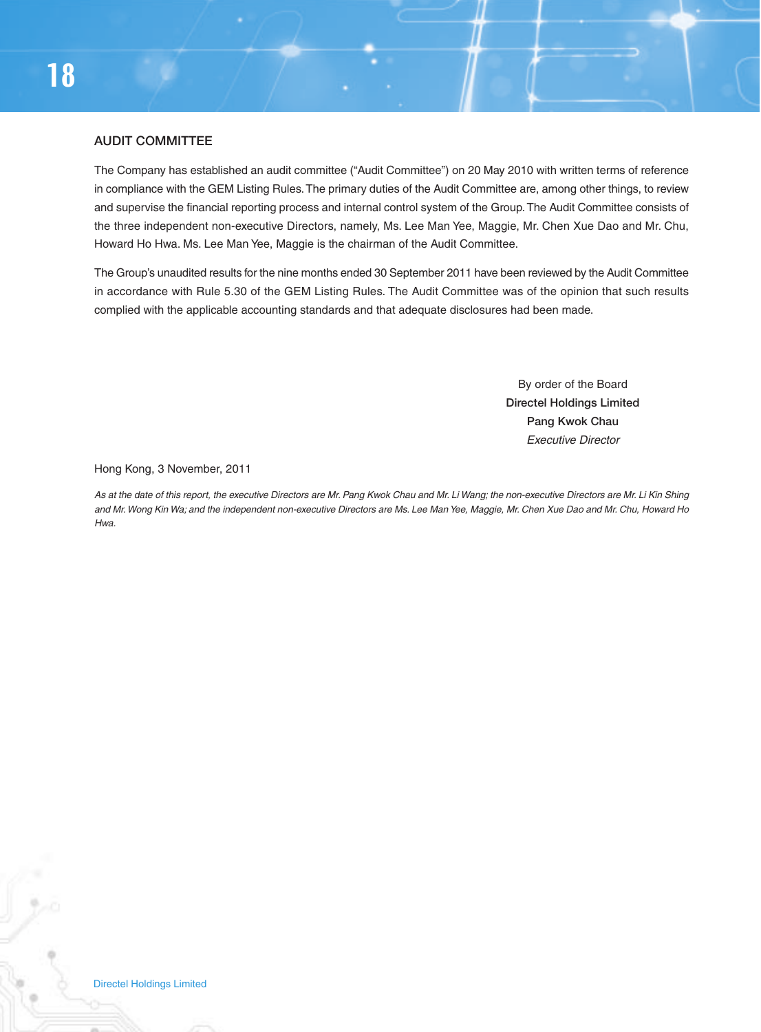## AUDIT COMMITTEE

The Company has established an audit committee ("Audit Committee") on 20 May 2010 with written terms of reference in compliance with the GEM Listing Rules. The primary duties of the Audit Committee are, among other things, to review and supervise the financial reporting process and internal control system of the Group. The Audit Committee consists of the three independent non-executive Directors, namely, Ms. Lee Man Yee, Maggie, Mr. Chen Xue Dao and Mr. Chu, Howard Ho Hwa. Ms. Lee Man Yee, Maggie is the chairman of the Audit Committee.

The Group's unaudited results for the nine months ended 30 September 2011 have been reviewed by the Audit Committee in accordance with Rule 5.30 of the GEM Listing Rules. The Audit Committee was of the opinion that such results complied with the applicable accounting standards and that adequate disclosures had been made.

By order of the Board
**Directel Holdings Limited**
**Pang Kwok Chau**
*Executive Director*

Hong Kong, 3 November, 2011

*As at the date of this report, the executive Directors are Mr. Pang Kwok Chau and Mr. Li Wang; the non-executive Directors are Mr. Li Kin Shing and Mr. Wong Kin Wa; and the independent non-executive Directors are Ms. Lee Man Yee, Maggie, Mr. Chen Xue Dao and Mr. Chu, Howard Ho Hwa.*